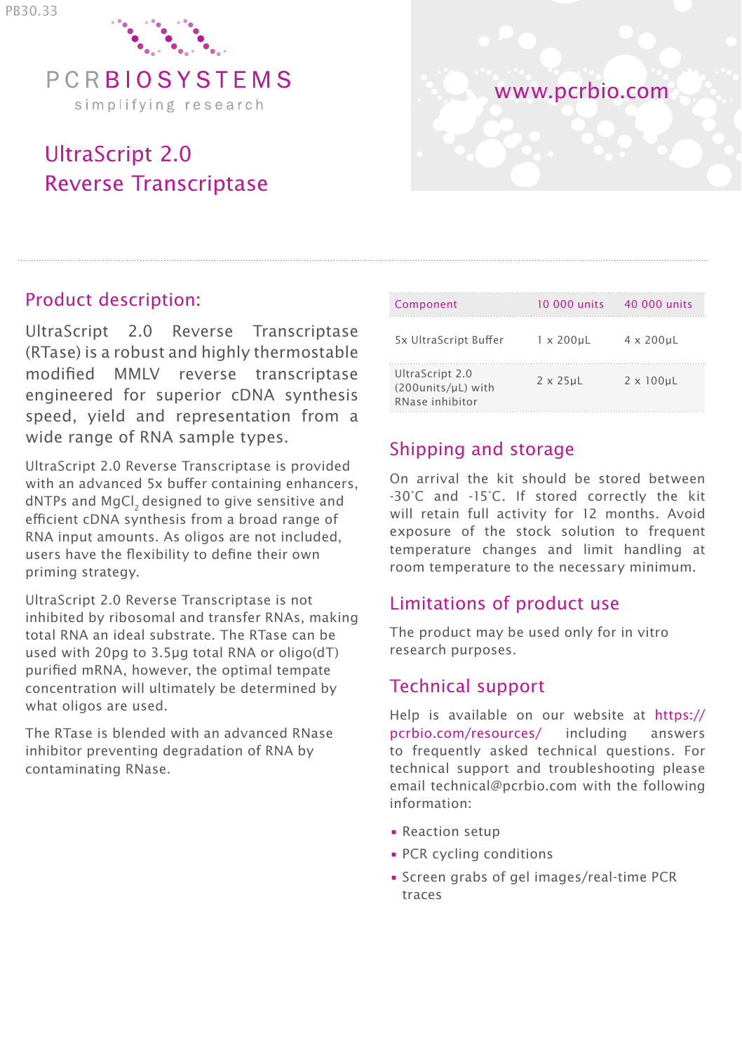PB30.33

PCRBIOSYSTEMS

simplifying research

www.pcrbio.com

# UltraScript 2.0 Reverse Transcriptase

## Product description:

UltraScript 2.0 Reverse Transcriptase (RTase) is a robust and highly thermostable modified MMLV reverse transcriptase engineered for superior cDNA synthesis speed, yield and representation from a wide range of RNA sample types.

UltraScript 2.0 Reverse Transcriptase is provided with an advanced 5x buffer containing enhancers, dNTPs and $MgCl_2$ designed to give sensitive and efficient cDNA synthesis from a broad range of RNA input amounts. As oligos are not included, users have the flexibility to define their own priming strategy.

UltraScript 2.0 Reverse Transcriptase is not inhibited by ribosomal and transfer RNAs, making total RNA an ideal substrate. The RTase can be used with 20pg to 3.5µg total RNA or oligo(dT) purified mRNA, however, the optimal tempate concentration will ultimately be determined by what oligos are used.

The RTase is blended with an advanced RNase inhibitor preventing degradation of RNA by contaminating RNase.

| Component | 10 000 units | 40 000 units |
|---|---|---|
| 5x UltraScript Buffer | 1 x 200µL | 4 x 200µL |
| UltraScript 2.0 (200units/µL) with RNase inhibitor | 2 x 25µL | 2 x 100µL |

## Shipping and storage

On arrival the kit should be stored between -30°C and -15°C. If stored correctly the kit will retain full activity for 12 months. Avoid exposure of the stock solution to frequent temperature changes and limit handling at room temperature to the necessary minimum.

## Limitations of product use

The product may be used only for in vitro research purposes.

## Technical support

Help is available on our website at https://pcrbio.com/resources/ including answers to frequently asked technical questions. For technical support and troubleshooting please email technical@pcrbio.com with the following information:

- Reaction setup
- PCR cycling conditions
- Screen grabs of gel images/real-time PCR traces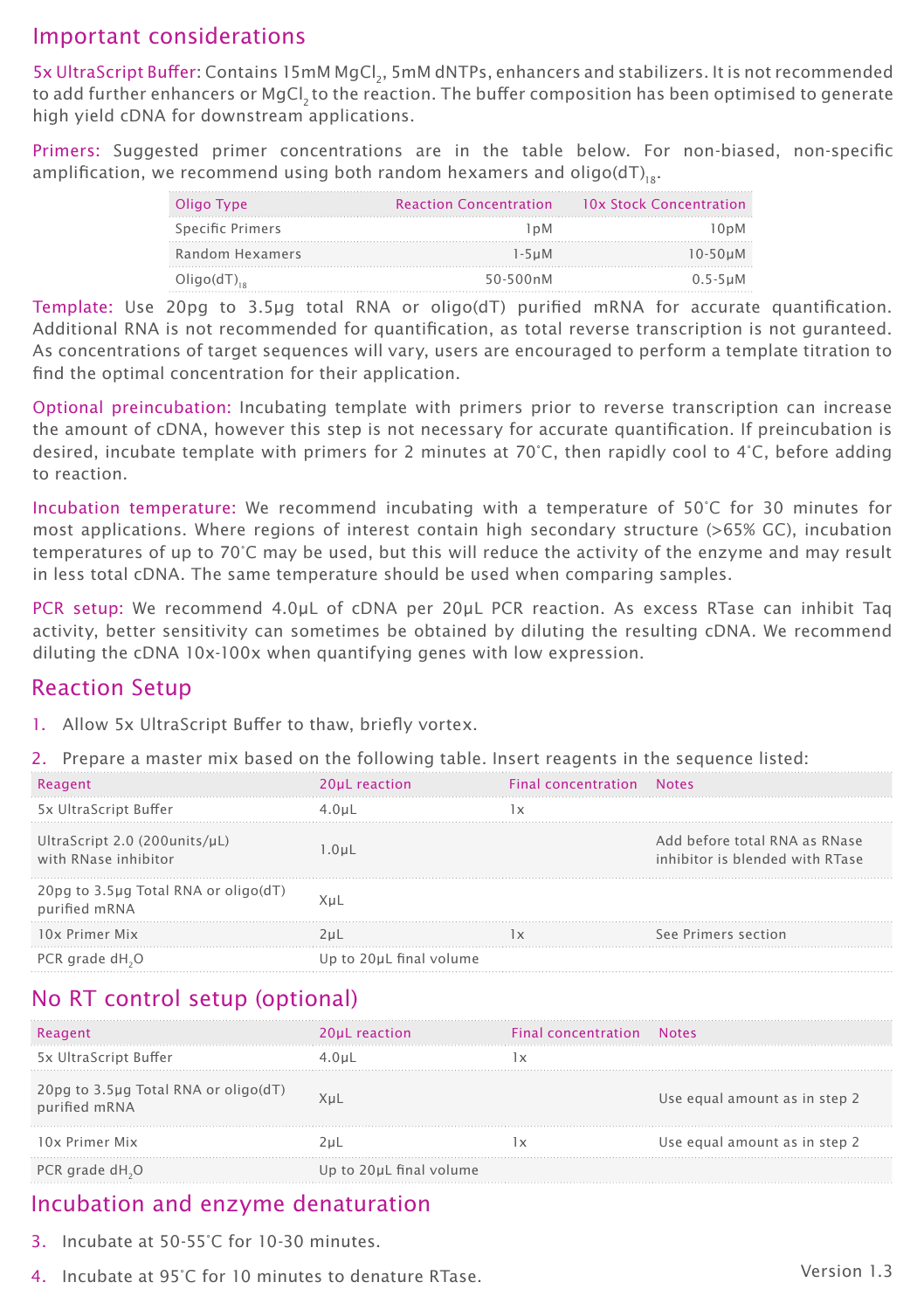## Important considerations

5x UltraScript Buffer: Contains 15mM $MgCl_2$, 5mM dNTPs, enhancers and stabilizers. It is not recommended to add further enhancers or $MgCl_2$ to the reaction. The buffer composition has been optimised to generate high yield cDNA for downstream applications.

Primers: Suggested primer concentrations are in the table below. For non-biased, non-specific amplification, we recommend using both random hexamers and oligo$(dT)_{18}$.

| Oligo Type | Reaction Concentration | 10x Stock Concentration |
|---|---|---|
| Specific Primers | 1pM | 10pM |
| Random Hexamers | 1-5μM | 10-50μM |
| Oligo$(dT)_{18}$ | 50-500nM | 0.5-5μM |

Template: Use 20pg to 3.5μg total RNA or oligo(dT) purified mRNA for accurate quantification. Additional RNA is not recommended for quantification, as total reverse transcription is not guranteed. As concentrations of target sequences will vary, users are encouraged to perform a template titration to find the optimal concentration for their application.

Optional preincubation: Incubating template with primers prior to reverse transcription can increase the amount of cDNA, however this step is not necessary for accurate quantification. If preincubation is desired, incubate template with primers for 2 minutes at 70˚C, then rapidly cool to 4˚C, before adding to reaction.

Incubation temperature: We recommend incubating with a temperature of 50˚C for 30 minutes for most applications. Where regions of interest contain high secondary structure (>65% GC), incubation temperatures of up to 70˚C may be used, but this will reduce the activity of the enzyme and may result in less total cDNA. The same temperature should be used when comparing samples.

PCR setup: We recommend 4.0μL of cDNA per 20μL PCR reaction. As excess RTase can inhibit Taq activity, better sensitivity can sometimes be obtained by diluting the resulting cDNA. We recommend diluting the cDNA 10x-100x when quantifying genes with low expression.

## Reaction Setup

1. Allow 5x UltraScript Buffer to thaw, briefly vortex.
2. Prepare a master mix based on the following table. Insert reagents in the sequence listed:

| Reagent | 20μL reaction | Final concentration | Notes |
|---|---|---|---|
| 5x UltraScript Buffer | 4.0μL | 1x | |
| UltraScript 2.0 (200units/μL) with RNase inhibitor | 1.0μL | | Add before total RNA as RNase inhibitor is blended with RTase |
| 20pg to 3.5μg Total RNA or oligo(dT) purified mRNA | XμL | | |
| 10x Primer Mix | 2μL | 1x | See Primers section |
| PCR grade $dH_2O$ | Up to 20μL final volume | | |

## No RT control setup (optional)

| Reagent | 20μL reaction | Final concentration | Notes |
|---|---|---|---|
| 5x UltraScript Buffer | 4.0μL | 1x | |
| 20pg to 3.5μg Total RNA or oligo(dT) purified mRNA | XμL | | Use equal amount as in step 2 |
| 10x Primer Mix | 2μL | 1x | Use equal amount as in step 2 |
| PCR grade $dH_2O$ | Up to 20μL final volume | | |

## Incubation and enzyme denaturation

3. Incubate at 50-55˚C for 10-30 minutes.
4. Incubate at 95˚C for 10 minutes to denature RTase.

Version 1.3